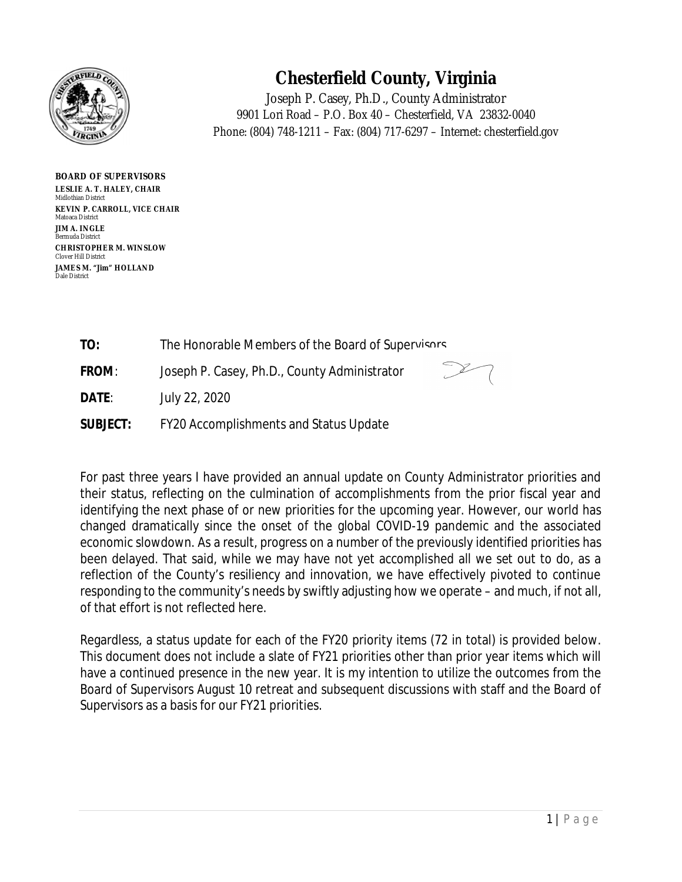# Chesterfield County, Virginia

Joseph P. Casey, Ph.D., County Administrator
9901 Lori Road – P.O. Box 40 – Chesterfield, VA 23832-0040
Phone: (804) 748-1211 – Fax: (804) 717-6297 – Internet: chesterfield.gov

**BOARD OF SUPERVISORS**
**LESLIE A. T. HALEY, CHAIR**
Midlothian District
**KEVIN P. CARROLL, VICE CHAIR**
Matoaca District
**JIM A. INGLE**
Bermuda District
**CHRISTOPHER M. WINSLOW**
Clover Hill District
**JAMES M. "Jim" HOLLAND**
Dale District

**TO:** The Honorable Members of the Board of Supervisors

**FROM**: Joseph P. Casey, Ph.D., County Administrator

**DATE**: July 22, 2020

**SUBJECT:** FY20 Accomplishments and Status Update

For past three years I have provided an annual update on County Administrator priorities and their status, reflecting on the culmination of accomplishments from the prior fiscal year and identifying the next phase of or new priorities for the upcoming year. However, our world has changed dramatically since the onset of the global COVID-19 pandemic and the associated economic slowdown. As a result, progress on a number of the previously identified priorities has been delayed. That said, while we may have not yet accomplished all we set out to do, as a reflection of the County's resiliency and innovation, we have effectively pivoted to continue responding to the community's needs by swiftly adjusting how we operate – and much, if not all, of that effort is not reflected here.

Regardless, a status update for each of the FY20 priority items (72 in total) is provided below. This document does not include a slate of FY21 priorities other than prior year items which will have a continued presence in the new year. It is my intention to utilize the outcomes from the Board of Supervisors August 10 retreat and subsequent discussions with staff and the Board of Supervisors as a basis for our FY21 priorities.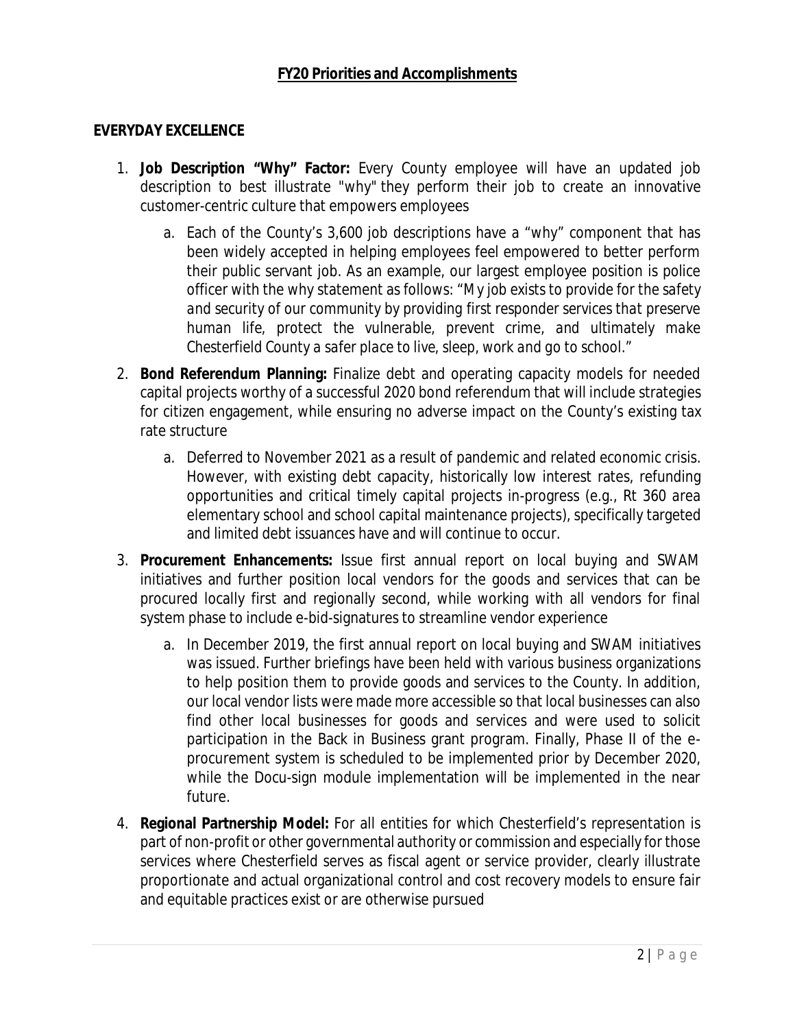## FY20 Priorities and Accomplishments

### EVERYDAY EXCELLENCE

1. **Job Description "Why" Factor:** Every County employee will have an updated job description to best illustrate "why" they perform their job to create an innovative customer-centric culture that empowers employees
    a. Each of the County's 3,600 job descriptions have a "why" component that has been widely accepted in helping employees feel empowered to better perform their public servant job. As an example, our largest employee position is police officer with the why statement as follows: "*My job exists to provide for the safety and security of our community by providing first responder services that preserve human life, protect the vulnerable, prevent crime, and ultimately make Chesterfield County a safer place to live, sleep, work and go to school.*"
2. **Bond Referendum Planning:** Finalize debt and operating capacity models for needed capital projects worthy of a successful 2020 bond referendum that will include strategies for citizen engagement, while ensuring no adverse impact on the County's existing tax rate structure
    a. Deferred to November 2021 as a result of pandemic and related economic crisis. However, with existing debt capacity, historically low interest rates, refunding opportunities and critical timely capital projects in-progress (e.g., Rt 360 area elementary school and school capital maintenance projects), specifically targeted and limited debt issuances have and will continue to occur.
3. **Procurement Enhancements:** Issue first annual report on local buying and SWAM initiatives and further position local vendors for the goods and services that can be procured locally first and regionally second, while working with all vendors for final system phase to include e-bid-signatures to streamline vendor experience
    a. In December 2019, the first annual report on local buying and SWAM initiatives was issued. Further briefings have been held with various business organizations to help position them to provide goods and services to the County. In addition, our local vendor lists were made more accessible so that local businesses can also find other local businesses for goods and services and were used to solicit participation in the Back in Business grant program. Finally, Phase II of the e-procurement system is scheduled to be implemented prior by December 2020, while the Docu-sign module implementation will be implemented in the near future.
4. **Regional Partnership Model:** For all entities for which Chesterfield's representation is part of non-profit or other governmental authority or commission and especially for those services where Chesterfield serves as fiscal agent or service provider, clearly illustrate proportionate and actual organizational control and cost recovery models to ensure fair and equitable practices exist or are otherwise pursued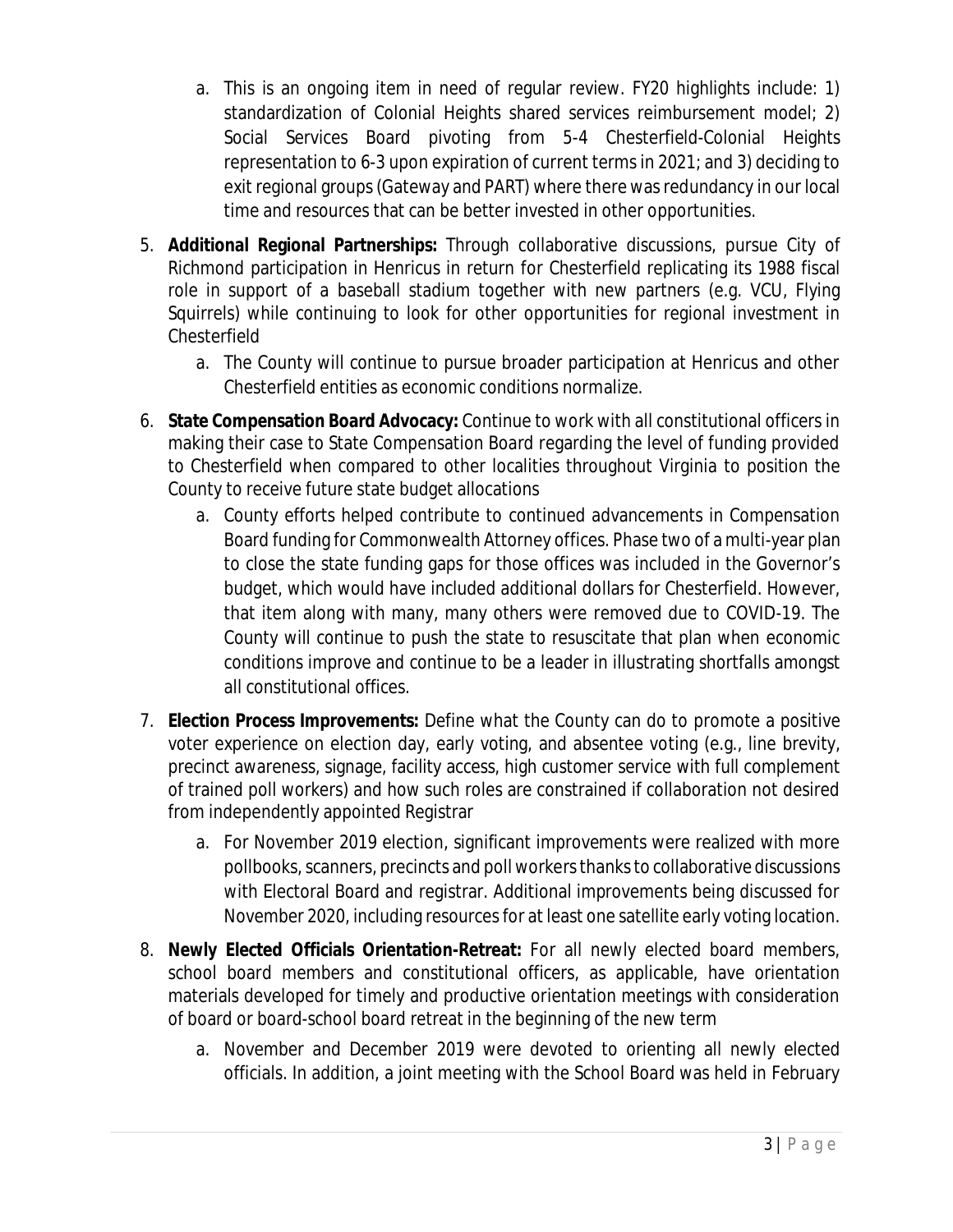a. This is an ongoing item in need of regular review. FY20 highlights include: 1) standardization of Colonial Heights shared services reimbursement model; 2) Social Services Board pivoting from 5-4 Chesterfield-Colonial Heights representation to 6-3 upon expiration of current terms in 2021; and 3) deciding to exit regional groups (Gateway and PART) where there was redundancy in our local time and resources that can be better invested in other opportunities.

5. **Additional Regional Partnerships:** Through collaborative discussions, pursue City of Richmond participation in Henricus in return for Chesterfield replicating its 1988 fiscal role in support of a baseball stadium together with new partners (e.g. VCU, Flying Squirrels) while continuing to look for other opportunities for regional investment in Chesterfield
   a. The County will continue to pursue broader participation at Henricus and other Chesterfield entities as economic conditions normalize.

6. **State Compensation Board Advocacy:** Continue to work with all constitutional officers in making their case to State Compensation Board regarding the level of funding provided to Chesterfield when compared to other localities throughout Virginia to position the County to receive future state budget allocations
   a. County efforts helped contribute to continued advancements in Compensation Board funding for Commonwealth Attorney offices. Phase two of a multi-year plan to close the state funding gaps for those offices was included in the Governor's budget, which would have included additional dollars for Chesterfield. However, that item along with many, many others were removed due to COVID-19. The County will continue to push the state to resuscitate that plan when economic conditions improve and continue to be a leader in illustrating shortfalls amongst all constitutional offices.

7. **Election Process Improvements:** Define what the County can do to promote a positive voter experience on election day, early voting, and absentee voting (e.g., line brevity, precinct awareness, signage, facility access, high customer service with full complement of trained poll workers) and how such roles are constrained if collaboration not desired from independently appointed Registrar
   a. For November 2019 election, significant improvements were realized with more pollbooks, scanners, precincts and poll workers thanks to collaborative discussions with Electoral Board and registrar. Additional improvements being discussed for November 2020, including resources for at least one satellite early voting location.

8. **Newly Elected Officials Orientation-Retreat:** For all newly elected board members, school board members and constitutional officers, as applicable, have orientation materials developed for timely and productive orientation meetings with consideration of board or board-school board retreat in the beginning of the new term
   a. November and December 2019 were devoted to orienting all newly elected officials. In addition, a joint meeting with the School Board was held in February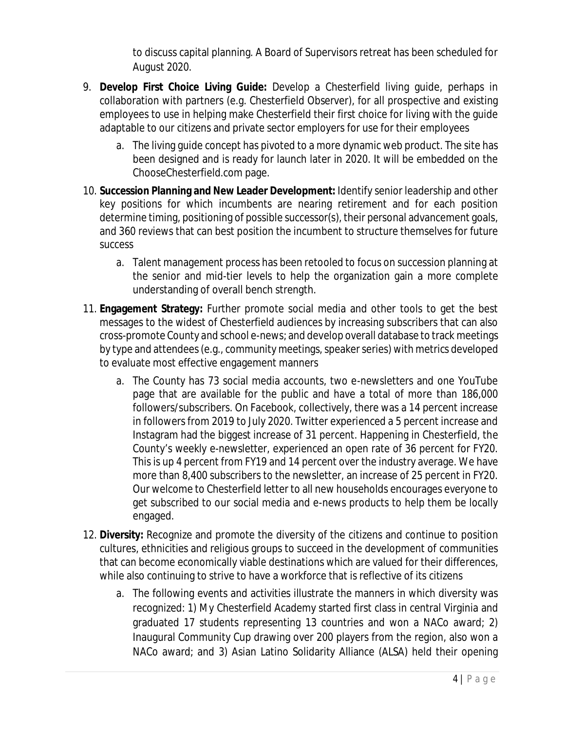to discuss capital planning. A Board of Supervisors retreat has been scheduled for August 2020.

9. **Develop First Choice Living Guide:** Develop a Chesterfield living guide, perhaps in collaboration with partners (e.g. Chesterfield Observer), for all prospective and existing employees to use in helping make Chesterfield their first choice for living with the guide adaptable to our citizens and private sector employers for use for their employees
    a. The living guide concept has pivoted to a more dynamic web product. The site has been designed and is ready for launch later in 2020. It will be embedded on the ChooseChesterfield.com page.

10. **Succession Planning and New Leader Development:** Identify senior leadership and other key positions for which incumbents are nearing retirement and for each position determine timing, positioning of possible successor(s), their personal advancement goals, and 360 reviews that can best position the incumbent to structure themselves for future success
    a. Talent management process has been retooled to focus on succession planning at the senior and mid-tier levels to help the organization gain a more complete understanding of overall bench strength.

11. **Engagement Strategy:** Further promote social media and other tools to get the best messages to the widest of Chesterfield audiences by increasing subscribers that can also cross-promote County and school e-news; and develop overall database to track meetings by type and attendees (e.g., community meetings, speaker series) with metrics developed to evaluate most effective engagement manners
    a. The County has 73 social media accounts, two e-newsletters and one YouTube page that are available for the public and have a total of more than 186,000 followers/subscribers. On Facebook, collectively, there was a 14 percent increase in followers from 2019 to July 2020. Twitter experienced a 5 percent increase and Instagram had the biggest increase of 31 percent. Happening in Chesterfield, the County's weekly e-newsletter, experienced an open rate of 36 percent for FY20. This is up 4 percent from FY19 and 14 percent over the industry average. We have more than 8,400 subscribers to the newsletter, an increase of 25 percent in FY20. Our welcome to Chesterfield letter to all new households encourages everyone to get subscribed to our social media and e-news products to help them be locally engaged.

12. **Diversity:** Recognize and promote the diversity of the citizens and continue to position cultures, ethnicities and religious groups to succeed in the development of communities that can become economically viable destinations which are valued for their differences, while also continuing to strive to have a workforce that is reflective of its citizens
    a. The following events and activities illustrate the manners in which diversity was recognized: 1) My Chesterfield Academy started first class in central Virginia and graduated 17 students representing 13 countries and won a NACo award; 2) Inaugural Community Cup drawing over 200 players from the region, also won a NACo award; and 3) Asian Latino Solidarity Alliance (ALSA) held their opening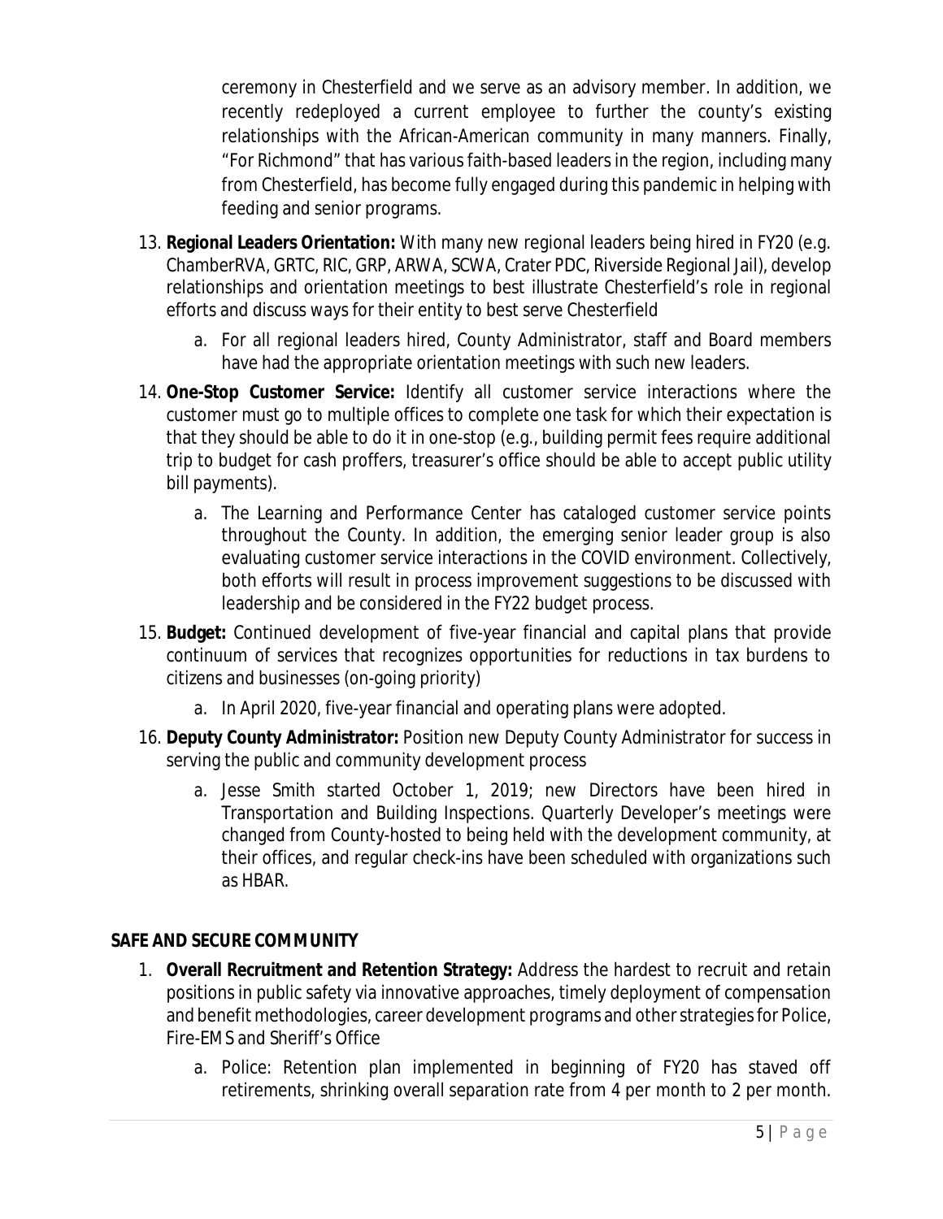ceremony in Chesterfield and we serve as an advisory member. In addition, we recently redeployed a current employee to further the county's existing relationships with the African-American community in many manners. Finally, "For Richmond" that has various faith-based leaders in the region, including many from Chesterfield, has become fully engaged during this pandemic in helping with feeding and senior programs.

13. **Regional Leaders Orientation:** With many new regional leaders being hired in FY20 (e.g. ChamberRVA, GRTC, RIC, GRP, ARWA, SCWA, Crater PDC, Riverside Regional Jail), develop relationships and orientation meetings to best illustrate Chesterfield's role in regional efforts and discuss ways for their entity to best serve Chesterfield
    a. For all regional leaders hired, County Administrator, staff and Board members have had the appropriate orientation meetings with such new leaders.
14. **One-Stop Customer Service:** Identify all customer service interactions where the customer must go to multiple offices to complete one task for which their expectation is that they should be able to do it in one-stop (e.g., building permit fees require additional trip to budget for cash proffers, treasurer's office should be able to accept public utility bill payments).
    a. The Learning and Performance Center has cataloged customer service points throughout the County. In addition, the emerging senior leader group is also evaluating customer service interactions in the COVID environment. Collectively, both efforts will result in process improvement suggestions to be discussed with leadership and be considered in the FY22 budget process.
15. **Budget:** Continued development of five-year financial and capital plans that provide continuum of services that recognizes opportunities for reductions in tax burdens to citizens and businesses (on-going priority)
    a. In April 2020, five-year financial and operating plans were adopted.
16. **Deputy County Administrator:** Position new Deputy County Administrator for success in serving the public and community development process
    a. Jesse Smith started October 1, 2019; new Directors have been hired in Transportation and Building Inspections. Quarterly Developer's meetings were changed from County-hosted to being held with the development community, at their offices, and regular check-ins have been scheduled with organizations such as HBAR.

**SAFE AND SECURE COMMUNITY**

1. **Overall Recruitment and Retention Strategy:** Address the hardest to recruit and retain positions in public safety via innovative approaches, timely deployment of compensation and benefit methodologies, career development programs and other strategies for Police, Fire-EMS and Sheriff's Office
    a. Police: Retention plan implemented in beginning of FY20 has staved off retirements, shrinking overall separation rate from 4 per month to 2 per month.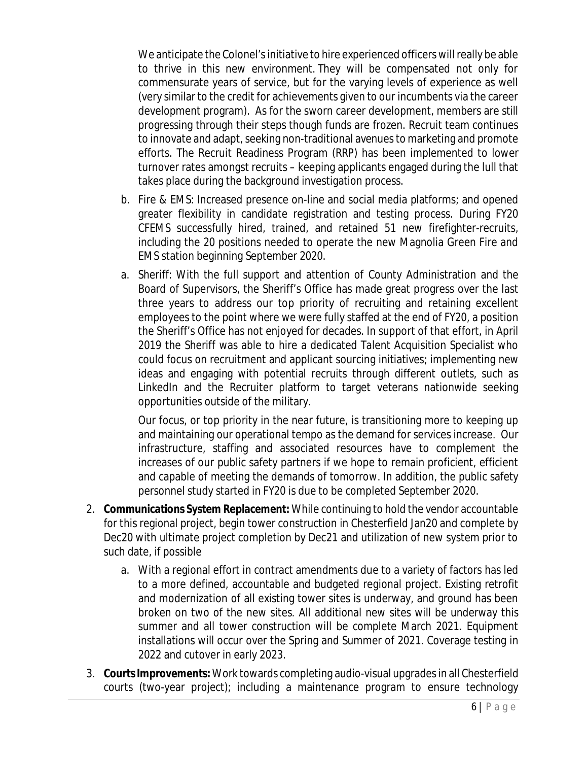We anticipate the Colonel's initiative to hire experienced officers will really be able to thrive in this new environment. They will be compensated not only for commensurate years of service, but for the varying levels of experience as well (very similar to the credit for achievements given to our incumbents via the career development program). As for the sworn career development, members are still progressing through their steps though funds are frozen. Recruit team continues to innovate and adapt, seeking non-traditional avenues to marketing and promote efforts. The Recruit Readiness Program (RRP) has been implemented to lower turnover rates amongst recruits – keeping applicants engaged during the lull that takes place during the background investigation process.

b. Fire & EMS: Increased presence on-line and social media platforms; and opened greater flexibility in candidate registration and testing process. During FY20 CFEMS successfully hired, trained, and retained 51 new firefighter-recruits, including the 20 positions needed to operate the new Magnolia Green Fire and EMS station beginning September 2020.

a. Sheriff: With the full support and attention of County Administration and the Board of Supervisors, the Sheriff's Office has made great progress over the last three years to address our top priority of recruiting and retaining excellent employees to the point where we were fully staffed at the end of FY20, a position the Sheriff's Office has not enjoyed for decades. In support of that effort, in April 2019 the Sheriff was able to hire a dedicated Talent Acquisition Specialist who could focus on recruitment and applicant sourcing initiatives; implementing new ideas and engaging with potential recruits through different outlets, such as LinkedIn and the Recruiter platform to target veterans nationwide seeking opportunities outside of the military.

   Our focus, or top priority in the near future, is transitioning more to keeping up and maintaining our operational tempo as the demand for services increase. Our infrastructure, staffing and associated resources have to complement the increases of our public safety partners if we hope to remain proficient, efficient and capable of meeting the demands of tomorrow. In addition, the public safety personnel study started in FY20 is due to be completed September 2020.

2. **Communications System Replacement:** While continuing to hold the vendor accountable for this regional project, begin tower construction in Chesterfield Jan20 and complete by Dec20 with ultimate project completion by Dec21 and utilization of new system prior to such date, if possible

   a. With a regional effort in contract amendments due to a variety of factors has led to a more defined, accountable and budgeted regional project. Existing retrofit and modernization of all existing tower sites is underway, and ground has been broken on two of the new sites. All additional new sites will be underway this summer and all tower construction will be complete March 2021. Equipment installations will occur over the Spring and Summer of 2021. Coverage testing in 2022 and cutover in early 2023.

3. **Courts Improvements:** Work towards completing audio-visual upgrades in all Chesterfield courts (two-year project); including a maintenance program to ensure technology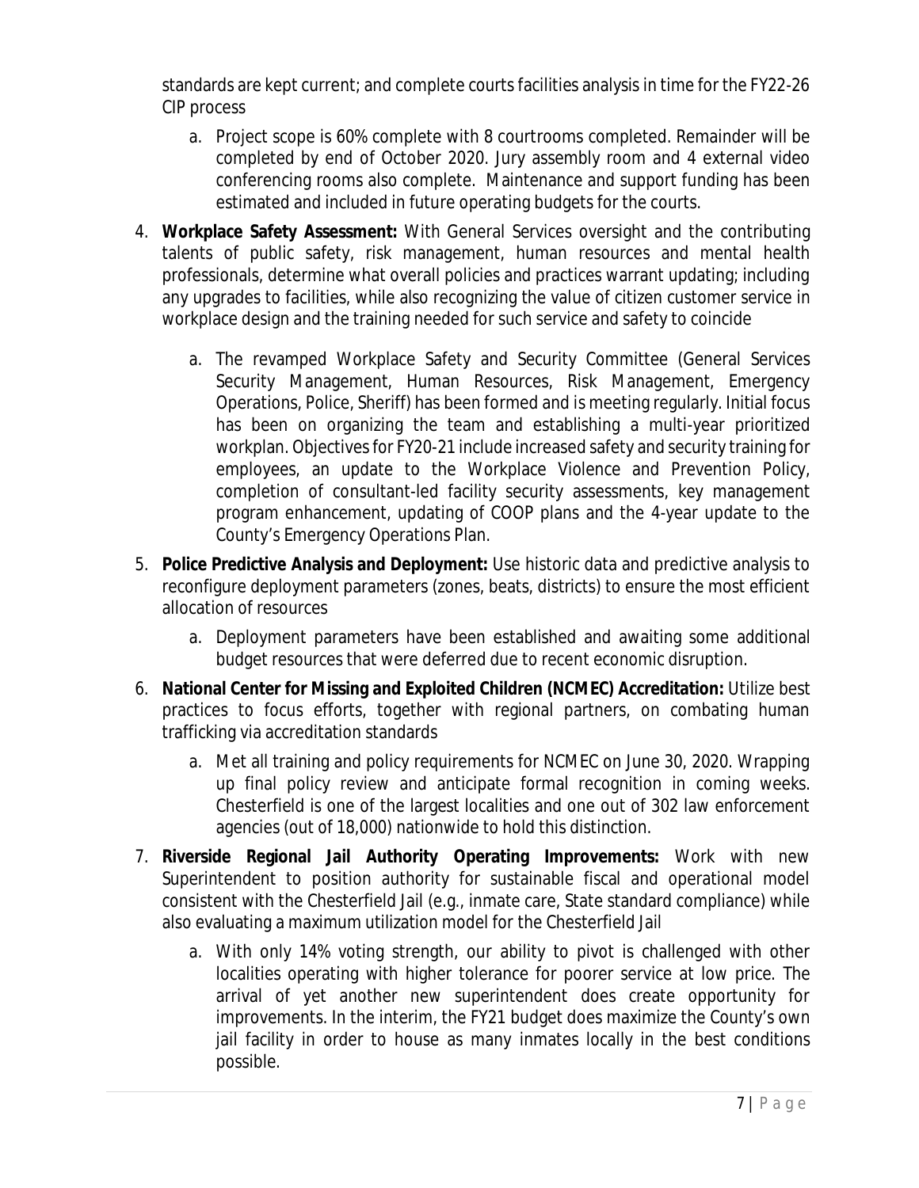standards are kept current; and complete courts facilities analysis in time for the FY22-26 CIP process

   a. Project scope is 60% complete with 8 courtrooms completed. Remainder will be completed by end of October 2020. Jury assembly room and 4 external video conferencing rooms also complete. Maintenance and support funding has been estimated and included in future operating budgets for the courts.

4. **Workplace Safety Assessment:** With General Services oversight and the contributing talents of public safety, risk management, human resources and mental health professionals, determine what overall policies and practices warrant updating; including any upgrades to facilities, while also recognizing the value of citizen customer service in workplace design and the training needed for such service and safety to coincide

   a. The revamped Workplace Safety and Security Committee (General Services Security Management, Human Resources, Risk Management, Emergency Operations, Police, Sheriff) has been formed and is meeting regularly. Initial focus has been on organizing the team and establishing a multi-year prioritized workplan. Objectives for FY20-21 include increased safety and security training for employees, an update to the Workplace Violence and Prevention Policy, completion of consultant-led facility security assessments, key management program enhancement, updating of COOP plans and the 4-year update to the County's Emergency Operations Plan.

5. **Police Predictive Analysis and Deployment:** Use historic data and predictive analysis to reconfigure deployment parameters (zones, beats, districts) to ensure the most efficient allocation of resources

   a. Deployment parameters have been established and awaiting some additional budget resources that were deferred due to recent economic disruption.

6. **National Center for Missing and Exploited Children (NCMEC) Accreditation:** Utilize best practices to focus efforts, together with regional partners, on combating human trafficking via accreditation standards

   a. Met all training and policy requirements for NCMEC on June 30, 2020. Wrapping up final policy review and anticipate formal recognition in coming weeks. Chesterfield is one of the largest localities and one out of 302 law enforcement agencies (out of 18,000) nationwide to hold this distinction.

7. **Riverside Regional Jail Authority Operating Improvements:** Work with new Superintendent to position authority for sustainable fiscal and operational model consistent with the Chesterfield Jail (e.g., inmate care, State standard compliance) while also evaluating a maximum utilization model for the Chesterfield Jail

   a. With only 14% voting strength, our ability to pivot is challenged with other localities operating with higher tolerance for poorer service at low price. The arrival of yet another new superintendent does create opportunity for improvements. In the interim, the FY21 budget does maximize the County's own jail facility in order to house as many inmates locally in the best conditions possible.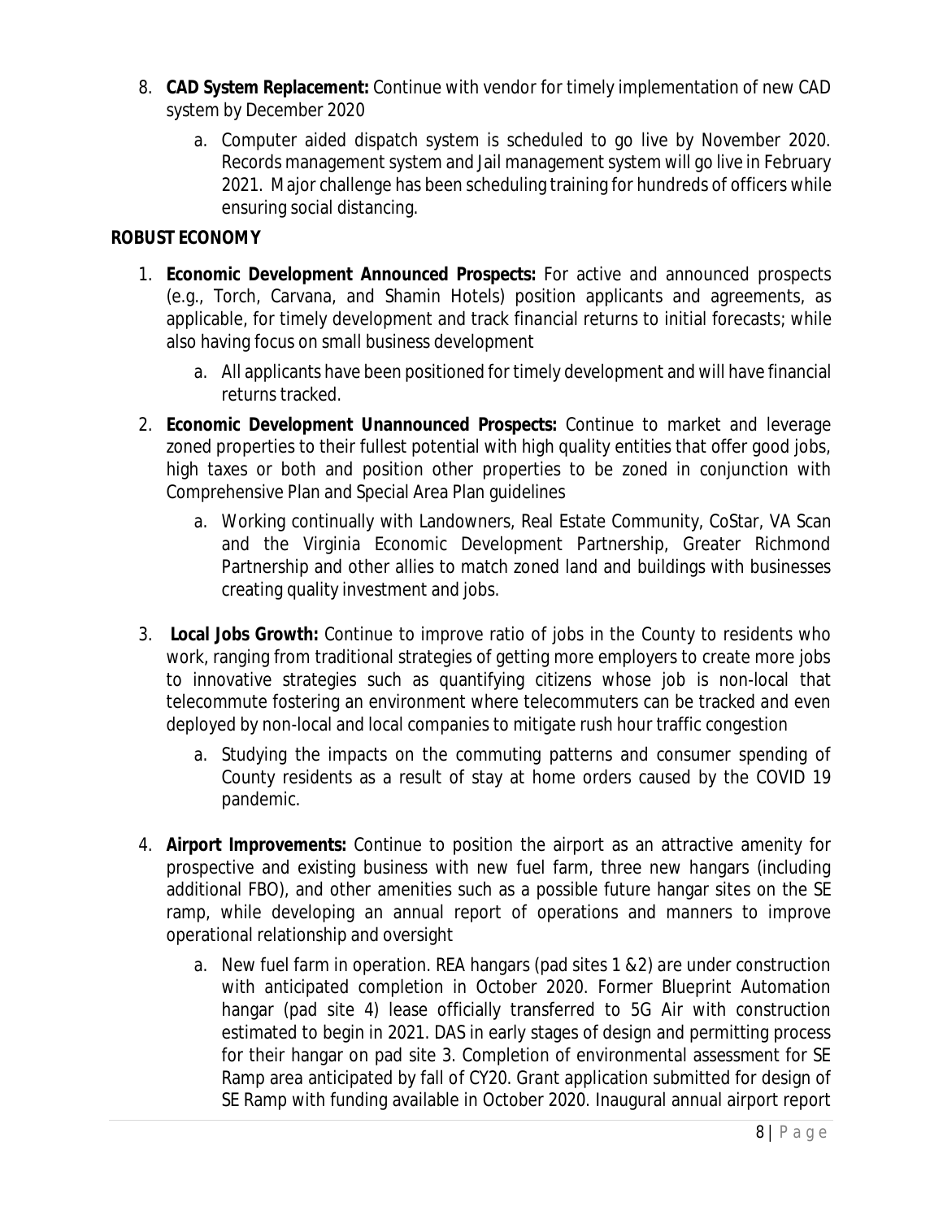8. **CAD System Replacement:** Continue with vendor for timely implementation of new CAD system by December 2020

    a. Computer aided dispatch system is scheduled to go live by November 2020. Records management system and Jail management system will go live in February 2021. Major challenge has been scheduling training for hundreds of officers while ensuring social distancing.

**ROBUST ECONOMY**

1. **Economic Development Announced Prospects:** For active and announced prospects (e.g., Torch, Carvana, and Shamin Hotels) position applicants and agreements, as applicable, for timely development and track financial returns to initial forecasts; while also having focus on small business development

    a. All applicants have been positioned for timely development and will have financial returns tracked.

2. **Economic Development Unannounced Prospects:** Continue to market and leverage zoned properties to their fullest potential with high quality entities that offer good jobs, high taxes or both and position other properties to be zoned in conjunction with Comprehensive Plan and Special Area Plan guidelines

    a. Working continually with Landowners, Real Estate Community, CoStar, VA Scan and the Virginia Economic Development Partnership, Greater Richmond Partnership and other allies to match zoned land and buildings with businesses creating quality investment and jobs.

3. **Local Jobs Growth:** Continue to improve ratio of jobs in the County to residents who work, ranging from traditional strategies of getting more employers to create more jobs to innovative strategies such as quantifying citizens whose job is non-local that telecommute fostering an environment where telecommuters can be tracked and even deployed by non-local and local companies to mitigate rush hour traffic congestion

    a. Studying the impacts on the commuting patterns and consumer spending of County residents as a result of stay at home orders caused by the COVID 19 pandemic.

4. **Airport Improvements:** Continue to position the airport as an attractive amenity for prospective and existing business with new fuel farm, three new hangars (including additional FBO), and other amenities such as a possible future hangar sites on the SE ramp, while developing an annual report of operations and manners to improve operational relationship and oversight

    a. New fuel farm in operation. REA hangars (pad sites 1 &2) are under construction with anticipated completion in October 2020. Former Blueprint Automation hangar (pad site 4) lease officially transferred to 5G Air with construction estimated to begin in 2021. DAS in early stages of design and permitting process for their hangar on pad site 3. Completion of environmental assessment for SE Ramp area anticipated by fall of CY20. Grant application submitted for design of SE Ramp with funding available in October 2020. Inaugural annual airport report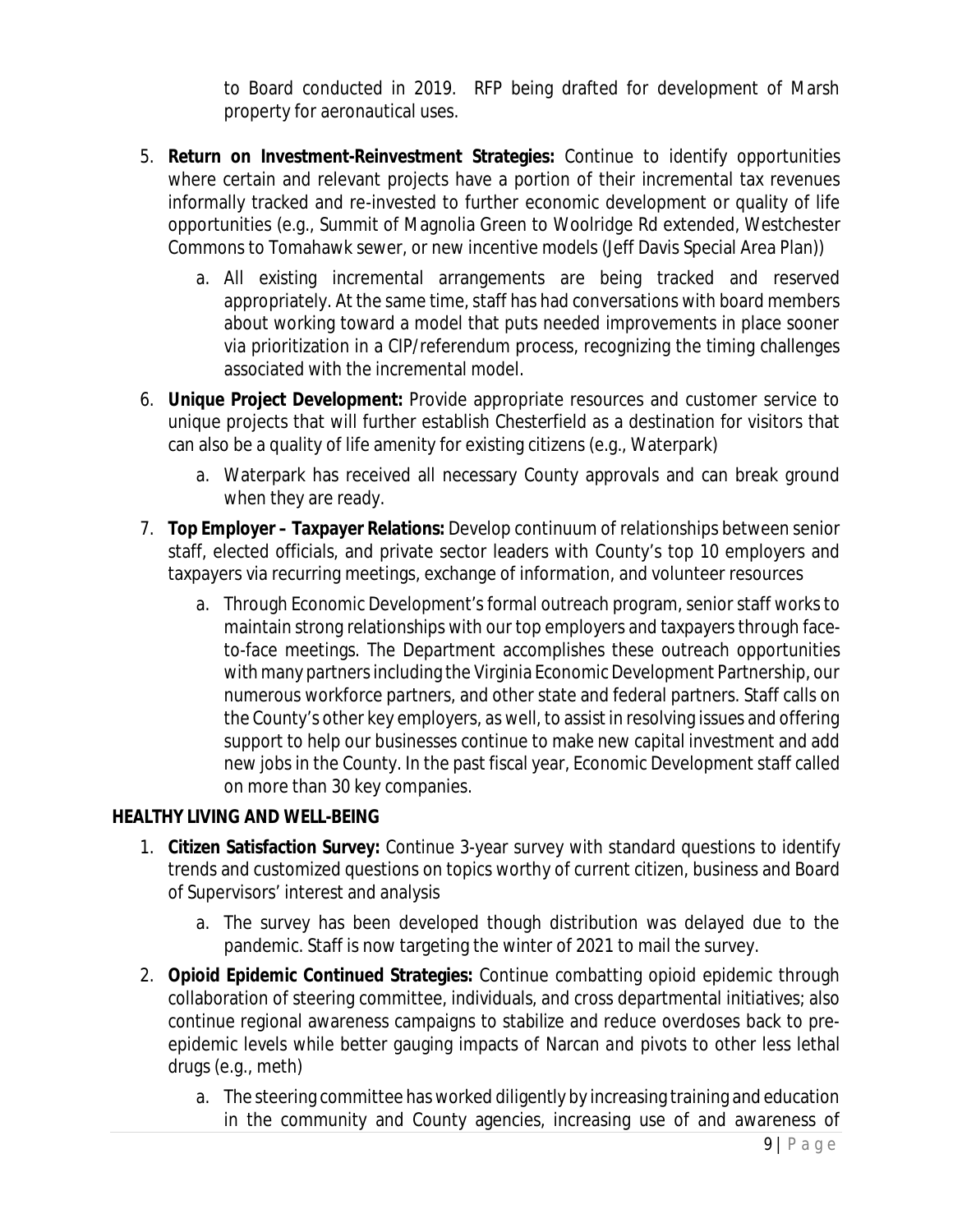to Board conducted in 2019. RFP being drafted for development of Marsh property for aeronautical uses.

5. **Return on Investment-Reinvestment Strategies:** Continue to identify opportunities where certain and relevant projects have a portion of their incremental tax revenues informally tracked and re-invested to further economic development or quality of life opportunities (e.g., Summit of Magnolia Green to Woolridge Rd extended, Westchester Commons to Tomahawk sewer, or new incentive models (Jeff Davis Special Area Plan))
   a. All existing incremental arrangements are being tracked and reserved appropriately. At the same time, staff has had conversations with board members about working toward a model that puts needed improvements in place sooner via prioritization in a CIP/referendum process, recognizing the timing challenges associated with the incremental model.
6. **Unique Project Development:** Provide appropriate resources and customer service to unique projects that will further establish Chesterfield as a destination for visitors that can also be a quality of life amenity for existing citizens (e.g., Waterpark)
   a. Waterpark has received all necessary County approvals and can break ground when they are ready.
7. **Top Employer – Taxpayer Relations:** Develop continuum of relationships between senior staff, elected officials, and private sector leaders with County's top 10 employers and taxpayers via recurring meetings, exchange of information, and volunteer resources
   a. Through Economic Development's formal outreach program, senior staff works to maintain strong relationships with our top employers and taxpayers through face-to-face meetings. The Department accomplishes these outreach opportunities with many partners including the Virginia Economic Development Partnership, our numerous workforce partners, and other state and federal partners. Staff calls on the County's other key employers, as well, to assist in resolving issues and offering support to help our businesses continue to make new capital investment and add new jobs in the County. In the past fiscal year, Economic Development staff called on more than 30 key companies.

**HEALTHY LIVING AND WELL-BEING**

1. **Citizen Satisfaction Survey:** Continue 3-year survey with standard questions to identify trends and customized questions on topics worthy of current citizen, business and Board of Supervisors' interest and analysis
   a. The survey has been developed though distribution was delayed due to the pandemic. Staff is now targeting the winter of 2021 to mail the survey.
2. **Opioid Epidemic Continued Strategies:** Continue combatting opioid epidemic through collaboration of steering committee, individuals, and cross departmental initiatives; also continue regional awareness campaigns to stabilize and reduce overdoses back to pre-epidemic levels while better gauging impacts of Narcan and pivots to other less lethal drugs (e.g., meth)
   a. The steering committee has worked diligently by increasing training and education in the community and County agencies, increasing use of and awareness of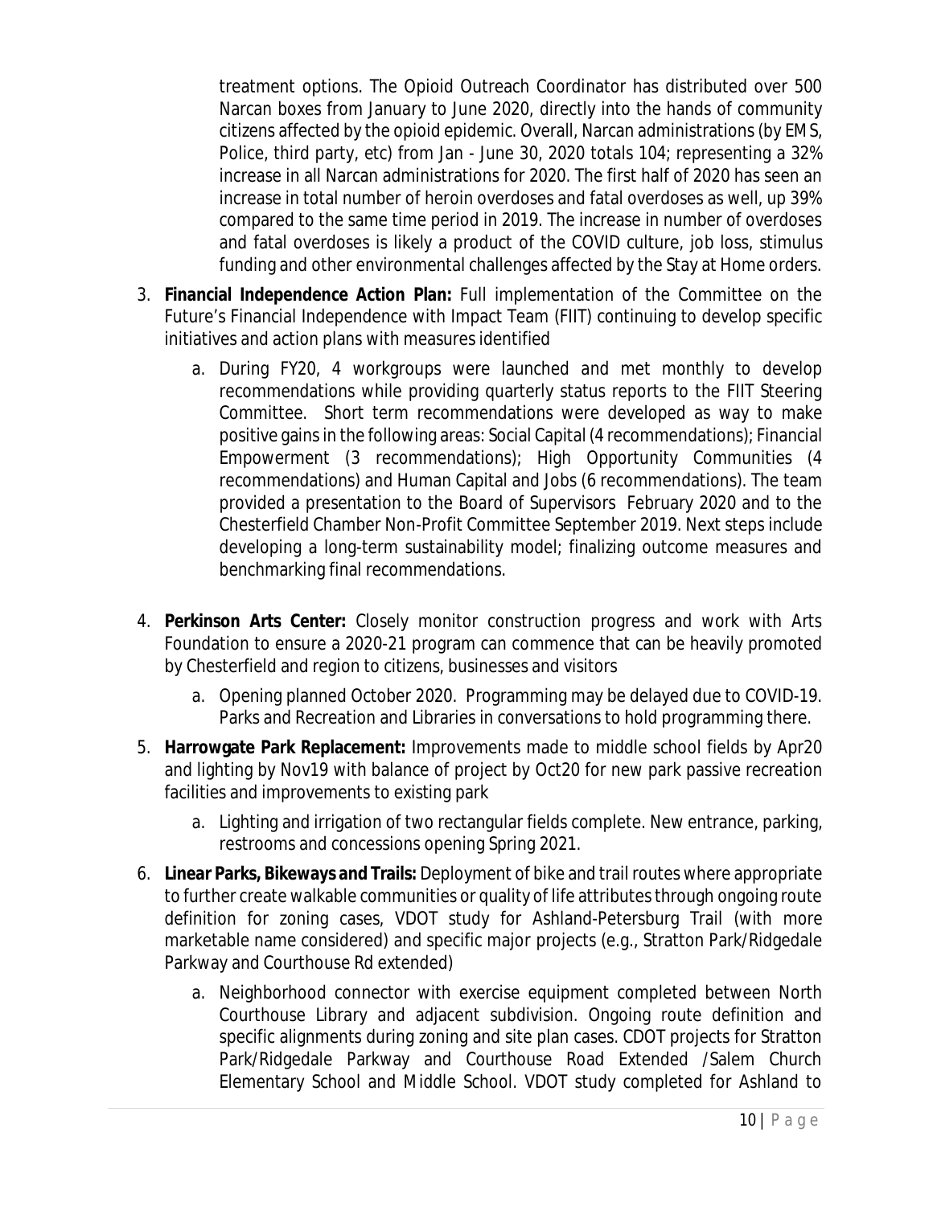treatment options. The Opioid Outreach Coordinator has distributed over 500 Narcan boxes from January to June 2020, directly into the hands of community citizens affected by the opioid epidemic. Overall, Narcan administrations (by EMS, Police, third party, etc) from Jan - June 30, 2020 totals 104; representing a 32% increase in all Narcan administrations for 2020. The first half of 2020 has seen an increase in total number of heroin overdoses and fatal overdoses as well, up 39% compared to the same time period in 2019. The increase in number of overdoses and fatal overdoses is likely a product of the COVID culture, job loss, stimulus funding and other environmental challenges affected by the Stay at Home orders.

3. **Financial Independence Action Plan:** Full implementation of the Committee on the Future's Financial Independence with Impact Team (FIIT) continuing to develop specific initiatives and action plans with measures identified
   a. During FY20, 4 workgroups were launched and met monthly to develop recommendations while providing quarterly status reports to the FIIT Steering Committee. Short term recommendations were developed as way to make positive gains in the following areas: Social Capital (4 recommendations); Financial Empowerment (3 recommendations); High Opportunity Communities (4 recommendations) and Human Capital and Jobs (6 recommendations). The team provided a presentation to the Board of Supervisors February 2020 and to the Chesterfield Chamber Non-Profit Committee September 2019. Next steps include developing a long-term sustainability model; finalizing outcome measures and benchmarking final recommendations.

4. **Perkinson Arts Center:** Closely monitor construction progress and work with Arts Foundation to ensure a 2020-21 program can commence that can be heavily promoted by Chesterfield and region to citizens, businesses and visitors
   a. Opening planned October 2020. Programming may be delayed due to COVID-19. Parks and Recreation and Libraries in conversations to hold programming there.

5. **Harrowgate Park Replacement:** Improvements made to middle school fields by Apr20 and lighting by Nov19 with balance of project by Oct20 for new park passive recreation facilities and improvements to existing park
   a. Lighting and irrigation of two rectangular fields complete. New entrance, parking, restrooms and concessions opening Spring 2021.

6. **Linear Parks, Bikeways and Trails:** Deployment of bike and trail routes where appropriate to further create walkable communities or quality of life attributes through ongoing route definition for zoning cases, VDOT study for Ashland-Petersburg Trail (with more marketable name considered) and specific major projects (e.g., Stratton Park/Ridgedale Parkway and Courthouse Rd extended)
   a. Neighborhood connector with exercise equipment completed between North Courthouse Library and adjacent subdivision. Ongoing route definition and specific alignments during zoning and site plan cases. CDOT projects for Stratton Park/Ridgedale Parkway and Courthouse Road Extended /Salem Church Elementary School and Middle School. VDOT study completed for Ashland to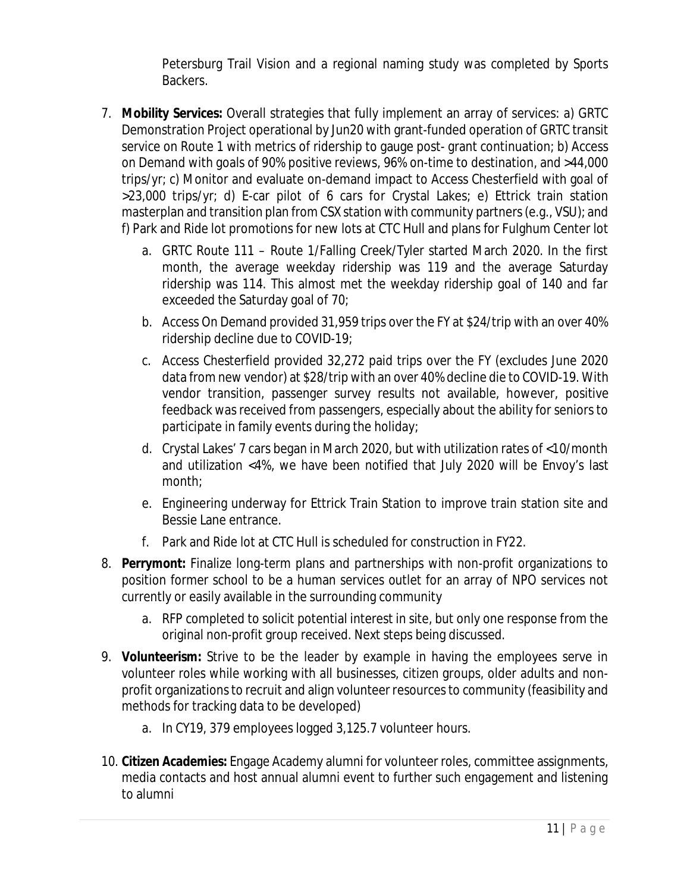Petersburg Trail Vision and a regional naming study was completed by Sports Backers.

7. **Mobility Services:** Overall strategies that fully implement an array of services: a) GRTC Demonstration Project operational by Jun20 with grant-funded operation of GRTC transit service on Route 1 with metrics of ridership to gauge post- grant continuation; b) Access on Demand with goals of 90% positive reviews, 96% on-time to destination, and >44,000 trips/yr; c) Monitor and evaluate on-demand impact to Access Chesterfield with goal of >23,000 trips/yr; d) E-car pilot of 6 cars for Crystal Lakes; e) Ettrick train station masterplan and transition plan from CSX station with community partners (e.g., VSU); and f) Park and Ride lot promotions for new lots at CTC Hull and plans for Fulghum Center lot
    a. GRTC Route 111 – Route 1/Falling Creek/Tyler started March 2020. In the first month, the average weekday ridership was 119 and the average Saturday ridership was 114. This almost met the weekday ridership goal of 140 and far exceeded the Saturday goal of 70;
    b. Access On Demand provided 31,959 trips over the FY at $24/trip with an over 40% ridership decline due to COVID-19;
    c. Access Chesterfield provided 32,272 paid trips over the FY (excludes June 2020 data from new vendor) at $28/trip with an over 40% decline die to COVID-19. With vendor transition, passenger survey results not available, however, positive feedback was received from passengers, especially about the ability for seniors to participate in family events during the holiday;
    d. Crystal Lakes' 7 cars began in March 2020, but with utilization rates of <10/month and utilization <4%, we have been notified that July 2020 will be Envoy's last month;
    e. Engineering underway for Ettrick Train Station to improve train station site and Bessie Lane entrance.
    f. Park and Ride lot at CTC Hull is scheduled for construction in FY22.
8. **Perrymont:** Finalize long-term plans and partnerships with non-profit organizations to position former school to be a human services outlet for an array of NPO services not currently or easily available in the surrounding community
    a. RFP completed to solicit potential interest in site, but only one response from the original non-profit group received. Next steps being discussed.
9. **Volunteerism:** Strive to be the leader by example in having the employees serve in volunteer roles while working with all businesses, citizen groups, older adults and non-profit organizations to recruit and align volunteer resources to community (feasibility and methods for tracking data to be developed)
    a. In CY19, 379 employees logged 3,125.7 volunteer hours.
10. **Citizen Academies:** Engage Academy alumni for volunteer roles, committee assignments, media contacts and host annual alumni event to further such engagement and listening to alumni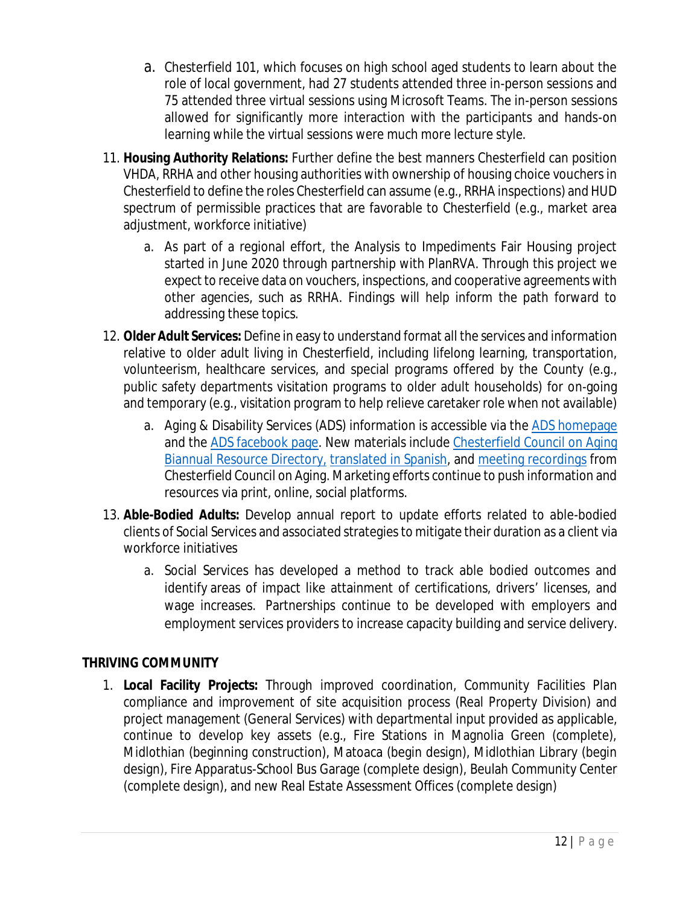a. Chesterfield 101, which focuses on high school aged students to learn about the role of local government, had 27 students attended three in-person sessions and 75 attended three virtual sessions using Microsoft Teams. The in-person sessions allowed for significantly more interaction with the participants and hands-on learning while the virtual sessions were much more lecture style.

11. **Housing Authority Relations:** Further define the best manners Chesterfield can position VHDA, RRHA and other housing authorities with ownership of housing choice vouchers in Chesterfield to define the roles Chesterfield can assume (e.g., RRHA inspections) and HUD spectrum of permissible practices that are favorable to Chesterfield (e.g., market area adjustment, workforce initiative)
    a. As part of a regional effort, the Analysis to Impediments Fair Housing project started in June 2020 through partnership with PlanRVA. Through this project we expect to receive data on vouchers, inspections, and cooperative agreements with other agencies, such as RRHA. Findings will help inform the path forward to addressing these topics.
12. **Older Adult Services:** Define in easy to understand format all the services and information relative to older adult living in Chesterfield, including lifelong learning, transportation, volunteerism, healthcare services, and special programs offered by the County (e.g., public safety departments visitation programs to older adult households) for on-going and temporary (e.g., visitation program to help relieve caretaker role when not available)
    a. Aging & Disability Services (ADS) information is accessible via the ADS homepage and the ADS facebook page. New materials include Chesterfield Council on Aging Biannual Resource Directory, translated in Spanish, and meeting recordings from Chesterfield Council on Aging. Marketing efforts continue to push information and resources via print, online, social platforms.
13. **Able-Bodied Adults:** Develop annual report to update efforts related to able-bodied clients of Social Services and associated strategies to mitigate their duration as a client via workforce initiatives
    a. Social Services has developed a method to track able bodied outcomes and identify areas of impact like attainment of certifications, drivers' licenses, and wage increases. Partnerships continue to be developed with employers and employment services providers to increase capacity building and service delivery.

**THRIVING COMMUNITY**

1. **Local Facility Projects:** Through improved coordination, Community Facilities Plan compliance and improvement of site acquisition process (Real Property Division) and project management (General Services) with departmental input provided as applicable, continue to develop key assets (e.g., Fire Stations in Magnolia Green (complete), Midlothian (beginning construction), Matoaca (begin design), Midlothian Library (begin design), Fire Apparatus-School Bus Garage (complete design), Beulah Community Center (complete design), and new Real Estate Assessment Offices (complete design)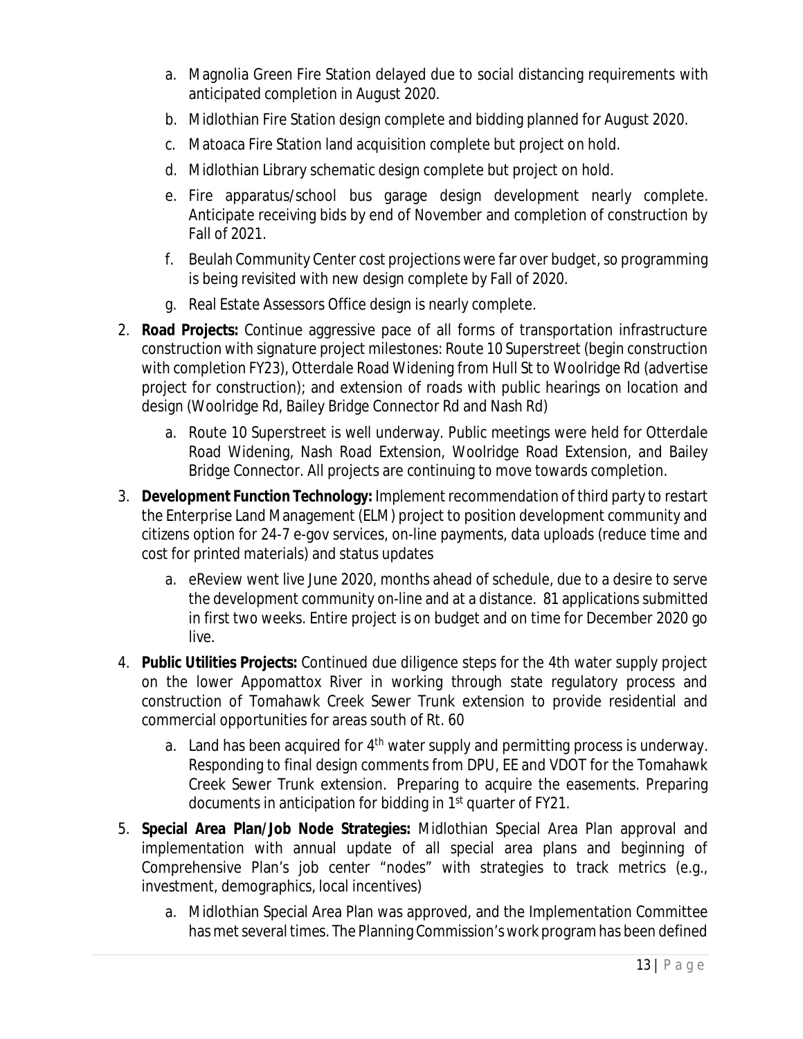a. Magnolia Green Fire Station delayed due to social distancing requirements with anticipated completion in August 2020.
   b. Midlothian Fire Station design complete and bidding planned for August 2020.
   c. Matoaca Fire Station land acquisition complete but project on hold.
   d. Midlothian Library schematic design complete but project on hold.
   e. Fire apparatus/school bus garage design development nearly complete. Anticipate receiving bids by end of November and completion of construction by Fall of 2021.
   f. Beulah Community Center cost projections were far over budget, so programming is being revisited with new design complete by Fall of 2020.
   g. Real Estate Assessors Office design is nearly complete.

2. **Road Projects:** Continue aggressive pace of all forms of transportation infrastructure construction with signature project milestones: Route 10 Superstreet (begin construction with completion FY23), Otterdale Road Widening from Hull St to Woolridge Rd (advertise project for construction); and extension of roads with public hearings on location and design (Woolridge Rd, Bailey Bridge Connector Rd and Nash Rd)
   a. Route 10 Superstreet is well underway. Public meetings were held for Otterdale Road Widening, Nash Road Extension, Woolridge Road Extension, and Bailey Bridge Connector. All projects are continuing to move towards completion.

3. **Development Function Technology:** Implement recommendation of third party to restart the Enterprise Land Management (ELM) project to position development community and citizens option for 24-7 e-gov services, on-line payments, data uploads (reduce time and cost for printed materials) and status updates
   a. eReview went live June 2020, months ahead of schedule, due to a desire to serve the development community on-line and at a distance. 81 applications submitted in first two weeks. Entire project is on budget and on time for December 2020 go live.

4. **Public Utilities Projects:** Continued due diligence steps for the 4th water supply project on the lower Appomattox River in working through state regulatory process and construction of Tomahawk Creek Sewer Trunk extension to provide residential and commercial opportunities for areas south of Rt. 60
   a. Land has been acquired for 4th water supply and permitting process is underway. Responding to final design comments from DPU, EE and VDOT for the Tomahawk Creek Sewer Trunk extension. Preparing to acquire the easements. Preparing documents in anticipation for bidding in 1st quarter of FY21.

5. **Special Area Plan/Job Node Strategies:** Midlothian Special Area Plan approval and implementation with annual update of all special area plans and beginning of Comprehensive Plan's job center "nodes" with strategies to track metrics (e.g., investment, demographics, local incentives)
   a. Midlothian Special Area Plan was approved, and the Implementation Committee has met several times. The Planning Commission's work program has been defined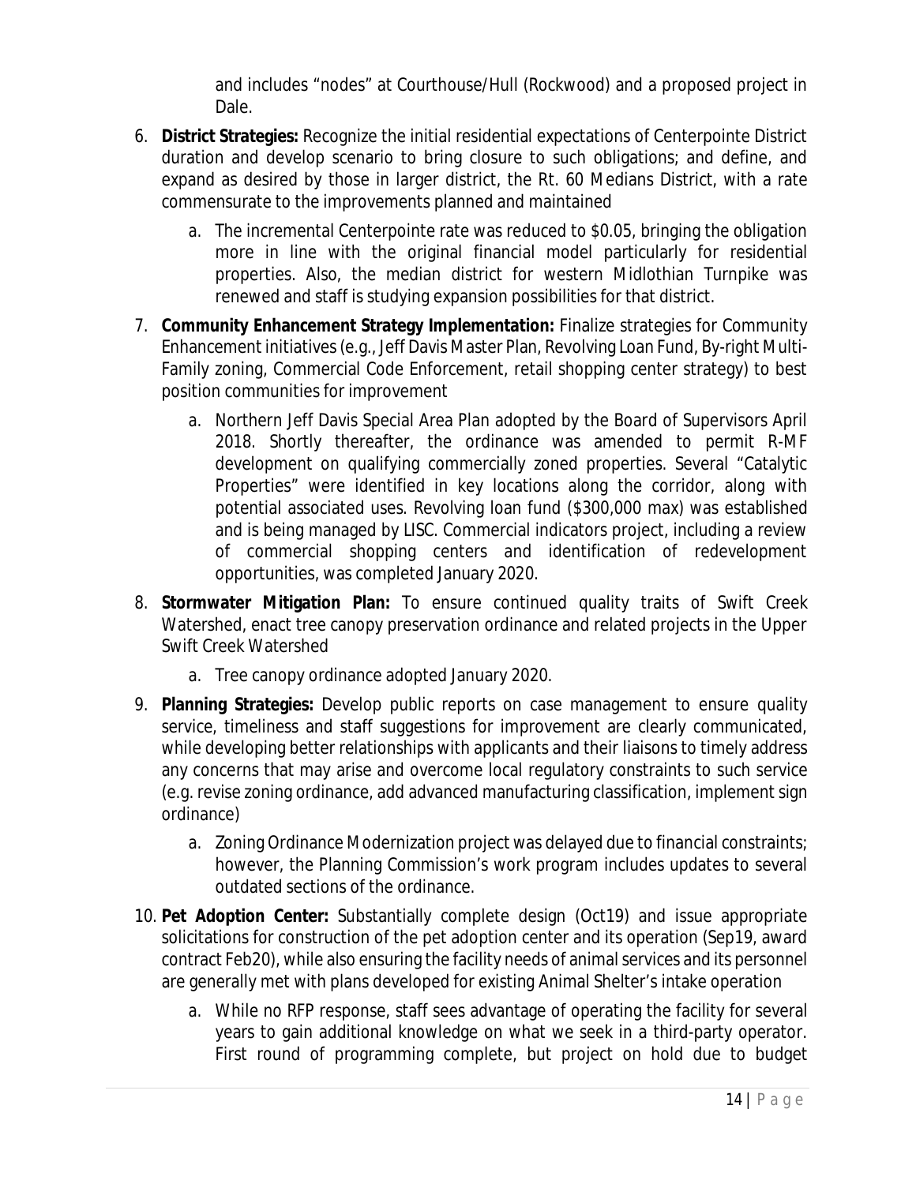and includes "nodes" at Courthouse/Hull (Rockwood) and a proposed project in Dale.

6. **District Strategies:** Recognize the initial residential expectations of Centerpointe District duration and develop scenario to bring closure to such obligations; and define, and expand as desired by those in larger district, the Rt. 60 Medians District, with a rate commensurate to the improvements planned and maintained
   a. The incremental Centerpointe rate was reduced to $0.05, bringing the obligation more in line with the original financial model particularly for residential properties. Also, the median district for western Midlothian Turnpike was renewed and staff is studying expansion possibilities for that district.
7. **Community Enhancement Strategy Implementation:** Finalize strategies for Community Enhancement initiatives (e.g., Jeff Davis Master Plan, Revolving Loan Fund, By-right Multi-Family zoning, Commercial Code Enforcement, retail shopping center strategy) to best position communities for improvement
   a. Northern Jeff Davis Special Area Plan adopted by the Board of Supervisors April 2018. Shortly thereafter, the ordinance was amended to permit R-MF development on qualifying commercially zoned properties. Several "Catalytic Properties" were identified in key locations along the corridor, along with potential associated uses. Revolving loan fund ($300,000 max) was established and is being managed by LISC. Commercial indicators project, including a review of commercial shopping centers and identification of redevelopment opportunities, was completed January 2020.
8. **Stormwater Mitigation Plan:** To ensure continued quality traits of Swift Creek Watershed, enact tree canopy preservation ordinance and related projects in the Upper Swift Creek Watershed
   a. Tree canopy ordinance adopted January 2020.
9. **Planning Strategies:** Develop public reports on case management to ensure quality service, timeliness and staff suggestions for improvement are clearly communicated, while developing better relationships with applicants and their liaisons to timely address any concerns that may arise and overcome local regulatory constraints to such service (e.g. revise zoning ordinance, add advanced manufacturing classification, implement sign ordinance)
   a. Zoning Ordinance Modernization project was delayed due to financial constraints; however, the Planning Commission's work program includes updates to several outdated sections of the ordinance.
10. **Pet Adoption Center:** Substantially complete design (Oct19) and issue appropriate solicitations for construction of the pet adoption center and its operation (Sep19, award contract Feb20), while also ensuring the facility needs of animal services and its personnel are generally met with plans developed for existing Animal Shelter's intake operation
    a. While no RFP response, staff sees advantage of operating the facility for several years to gain additional knowledge on what we seek in a third-party operator. First round of programming complete, but project on hold due to budget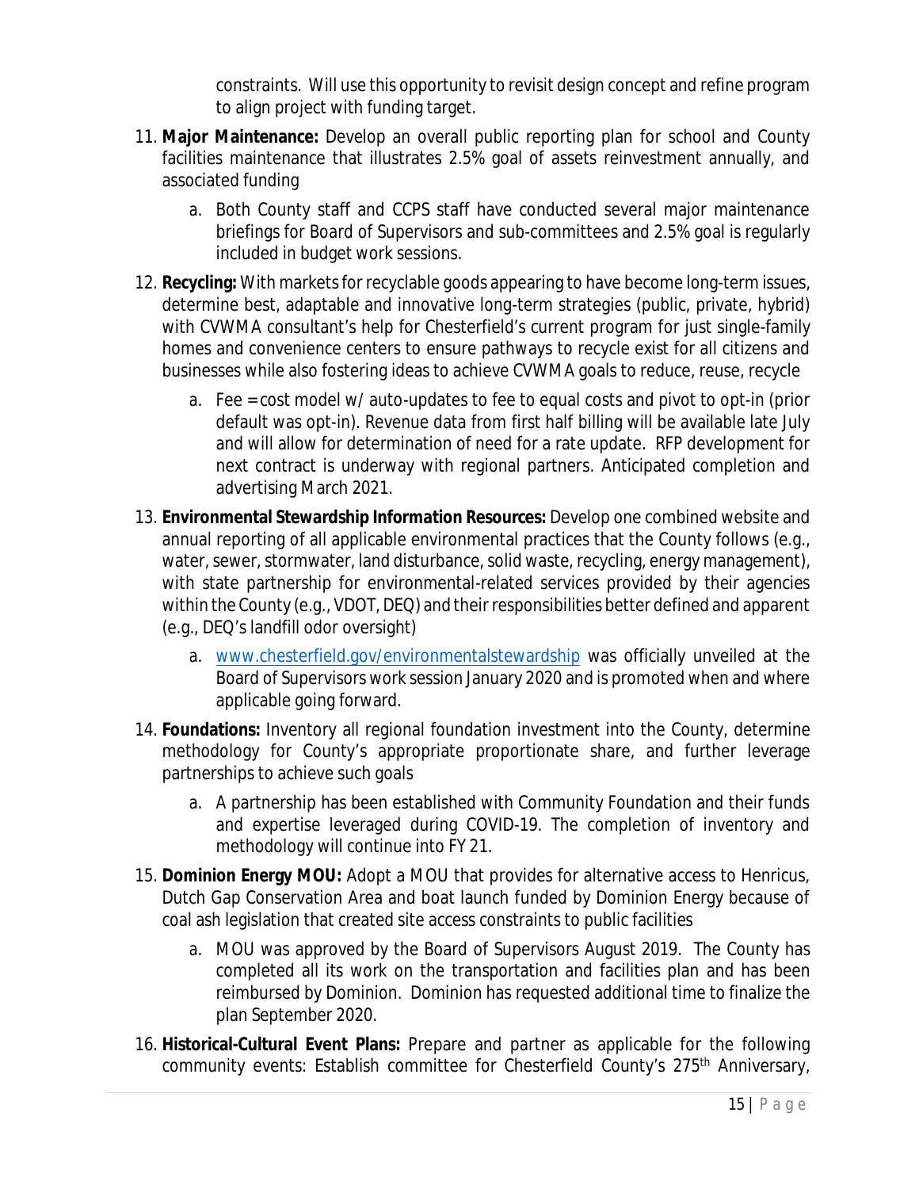constraints. Will use this opportunity to revisit design concept and refine program to align project with funding target.

11. **Major Maintenance:** Develop an overall public reporting plan for school and County facilities maintenance that illustrates 2.5% goal of assets reinvestment annually, and associated funding
    a. Both County staff and CCPS staff have conducted several major maintenance briefings for Board of Supervisors and sub-committees and 2.5% goal is regularly included in budget work sessions.
12. **Recycling:** With markets for recyclable goods appearing to have become long-term issues, determine best, adaptable and innovative long-term strategies (public, private, hybrid) with CVWMA consultant's help for Chesterfield's current program for just single-family homes and convenience centers to ensure pathways to recycle exist for all citizens and businesses while also fostering ideas to achieve CVWMA goals to reduce, reuse, recycle
    a. Fee = cost model w/ auto-updates to fee to equal costs and pivot to opt-in (prior default was opt-in). Revenue data from first half billing will be available late July and will allow for determination of need for a rate update. RFP development for next contract is underway with regional partners. Anticipated completion and advertising March 2021.
13. **Environmental Stewardship Information Resources:** Develop one combined website and annual reporting of all applicable environmental practices that the County follows (e.g., water, sewer, stormwater, land disturbance, solid waste, recycling, energy management), with state partnership for environmental-related services provided by their agencies within the County (e.g., VDOT, DEQ) and their responsibilities better defined and apparent (e.g., DEQ's landfill odor oversight)
    a. www.chesterfield.gov/environmentalstewardship was officially unveiled at the Board of Supervisors work session January 2020 and is promoted when and where applicable going forward.
14. **Foundations:** Inventory all regional foundation investment into the County, determine methodology for County's appropriate proportionate share, and further leverage partnerships to achieve such goals
    a. A partnership has been established with Community Foundation and their funds and expertise leveraged during COVID-19. The completion of inventory and methodology will continue into FY 21.
15. **Dominion Energy MOU:** Adopt a MOU that provides for alternative access to Henricus, Dutch Gap Conservation Area and boat launch funded by Dominion Energy because of coal ash legislation that created site access constraints to public facilities
    a. MOU was approved by the Board of Supervisors August 2019. The County has completed all its work on the transportation and facilities plan and has been reimbursed by Dominion. Dominion has requested additional time to finalize the plan September 2020.
16. **Historical-Cultural Event Plans:** Prepare and partner as applicable for the following community events: Establish committee for Chesterfield County's 275th Anniversary,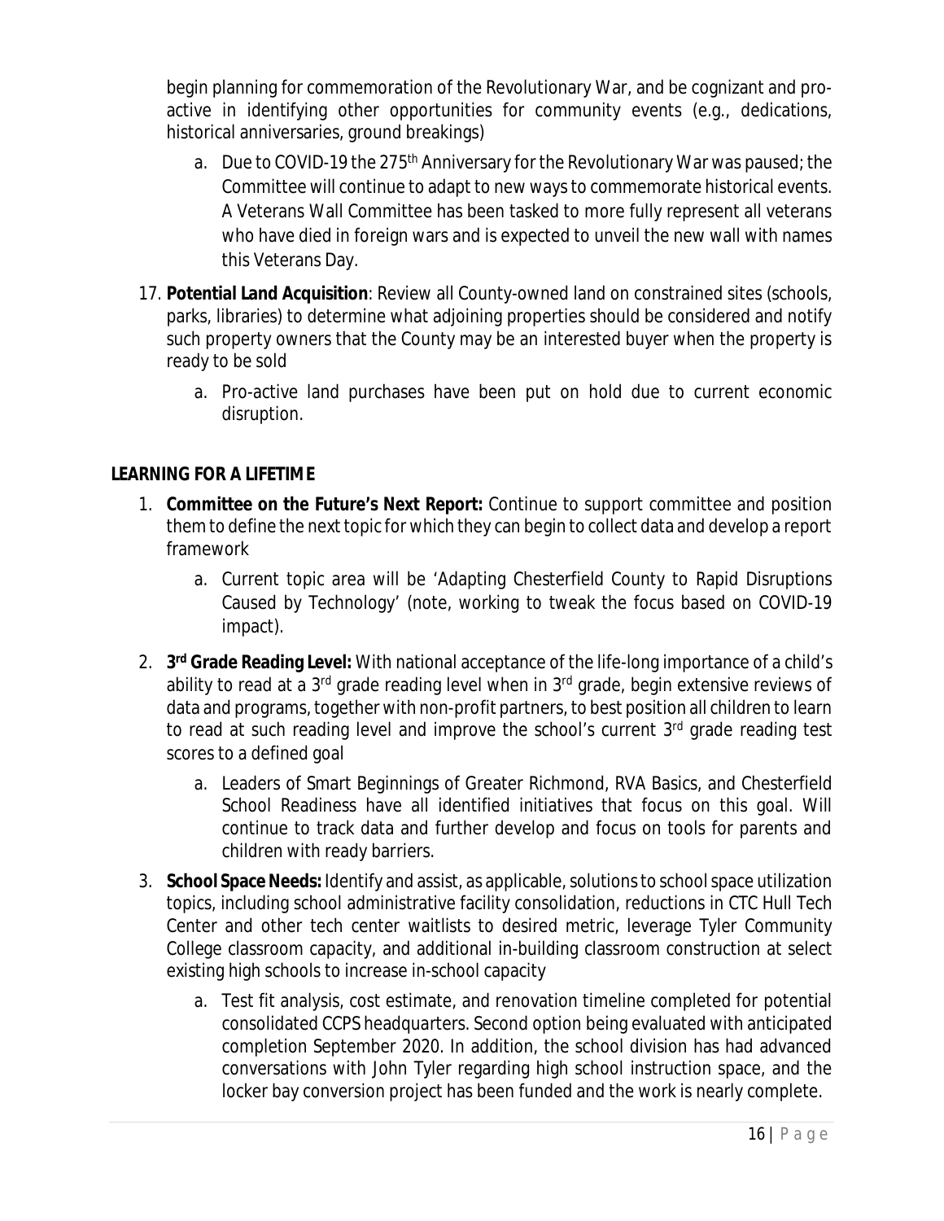begin planning for commemoration of the Revolutionary War, and be cognizant and pro-active in identifying other opportunities for community events (e.g., dedications, historical anniversaries, ground breakings)

   a. Due to COVID-19 the 275th Anniversary for the Revolutionary War was paused; the Committee will continue to adapt to new ways to commemorate historical events. A Veterans Wall Committee has been tasked to more fully represent all veterans who have died in foreign wars and is expected to unveil the new wall with names this Veterans Day.

17. **Potential Land Acquisition**: Review all County-owned land on constrained sites (schools, parks, libraries) to determine what adjoining properties should be considered and notify such property owners that the County may be an interested buyer when the property is ready to be sold

    a. Pro-active land purchases have been put on hold due to current economic disruption.

**LEARNING FOR A LIFETIME**

1. **Committee on the Future's Next Report:** Continue to support committee and position them to define the next topic for which they can begin to collect data and develop a report framework

   a. Current topic area will be 'Adapting Chesterfield County to Rapid Disruptions Caused by Technology' (note, working to tweak the focus based on COVID-19 impact).

2. **3rd Grade Reading Level:** With national acceptance of the life-long importance of a child's ability to read at a 3rd grade reading level when in 3rd grade, begin extensive reviews of data and programs, together with non-profit partners, to best position all children to learn to read at such reading level and improve the school's current 3rd grade reading test scores to a defined goal

   a. Leaders of Smart Beginnings of Greater Richmond, RVA Basics, and Chesterfield School Readiness have all identified initiatives that focus on this goal. Will continue to track data and further develop and focus on tools for parents and children with ready barriers.

3. **School Space Needs:** Identify and assist, as applicable, solutions to school space utilization topics, including school administrative facility consolidation, reductions in CTC Hull Tech Center and other tech center waitlists to desired metric, leverage Tyler Community College classroom capacity, and additional in-building classroom construction at select existing high schools to increase in-school capacity

   a. Test fit analysis, cost estimate, and renovation timeline completed for potential consolidated CCPS headquarters. Second option being evaluated with anticipated completion September 2020. In addition, the school division has had advanced conversations with John Tyler regarding high school instruction space, and the locker bay conversion project has been funded and the work is nearly complete.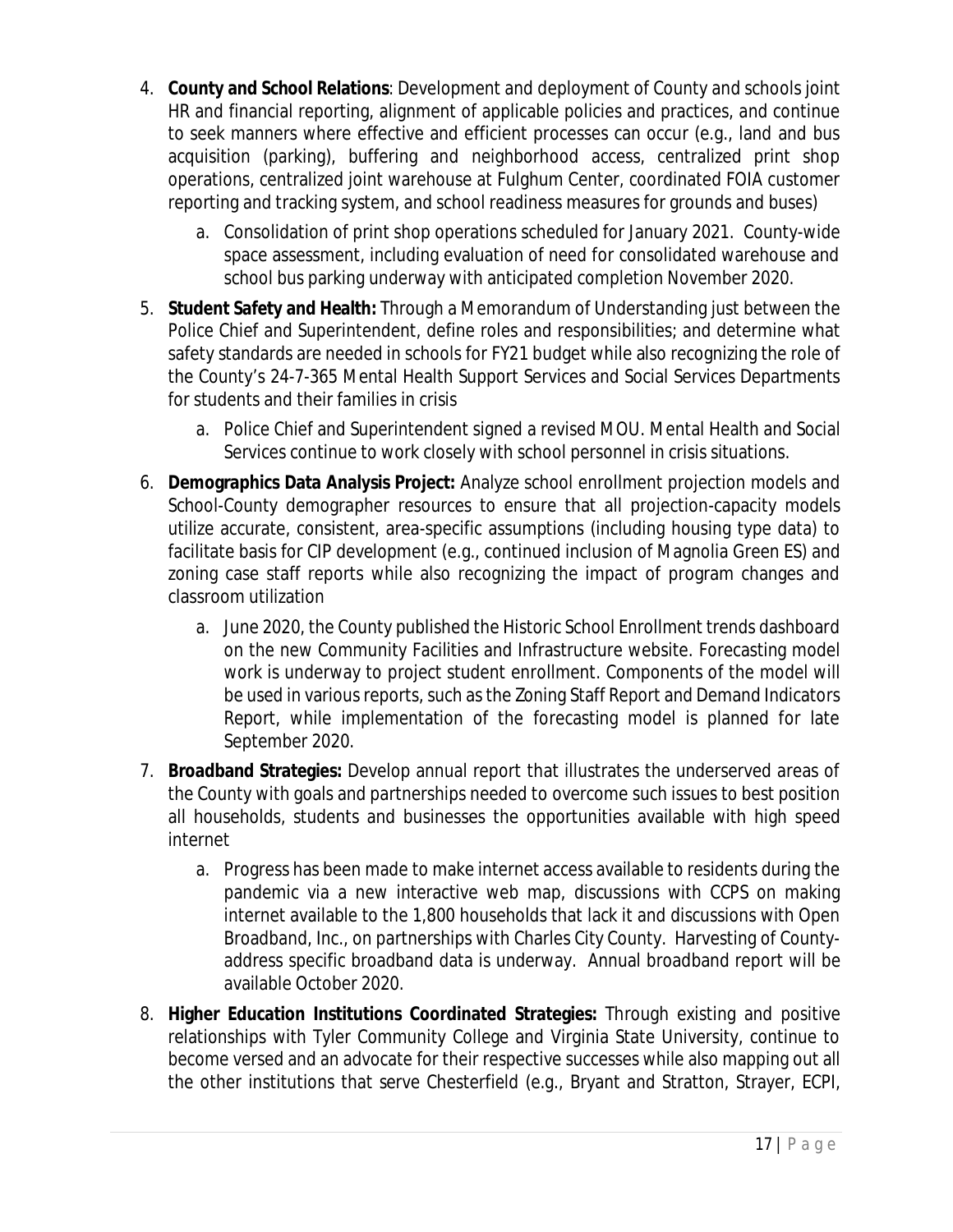4. **County and School Relations**: Development and deployment of County and schools joint HR and financial reporting, alignment of applicable policies and practices, and continue to seek manners where effective and efficient processes can occur (e.g., land and bus acquisition (parking), buffering and neighborhood access, centralized print shop operations, centralized joint warehouse at Fulghum Center, coordinated FOIA customer reporting and tracking system, and school readiness measures for grounds and buses)
    a. Consolidation of print shop operations scheduled for January 2021. County-wide space assessment, including evaluation of need for consolidated warehouse and school bus parking underway with anticipated completion November 2020.
5. **Student Safety and Health:** Through a Memorandum of Understanding just between the Police Chief and Superintendent, define roles and responsibilities; and determine what safety standards are needed in schools for FY21 budget while also recognizing the role of the County's 24-7-365 Mental Health Support Services and Social Services Departments for students and their families in crisis
    a. Police Chief and Superintendent signed a revised MOU. Mental Health and Social Services continue to work closely with school personnel in crisis situations.
6. **Demographics Data Analysis Project:** Analyze school enrollment projection models and School-County demographer resources to ensure that all projection-capacity models utilize accurate, consistent, area-specific assumptions (including housing type data) to facilitate basis for CIP development (e.g., continued inclusion of Magnolia Green ES) and zoning case staff reports while also recognizing the impact of program changes and classroom utilization
    a. June 2020, the County published the Historic School Enrollment trends dashboard on the new Community Facilities and Infrastructure website. Forecasting model work is underway to project student enrollment. Components of the model will be used in various reports, such as the Zoning Staff Report and Demand Indicators Report, while implementation of the forecasting model is planned for late September 2020.
7. **Broadband Strategies:** Develop annual report that illustrates the underserved areas of the County with goals and partnerships needed to overcome such issues to best position all households, students and businesses the opportunities available with high speed internet
    a. Progress has been made to make internet access available to residents during the pandemic via a new interactive web map, discussions with CCPS on making internet available to the 1,800 households that lack it and discussions with Open Broadband, Inc., on partnerships with Charles City County. Harvesting of County-address specific broadband data is underway. Annual broadband report will be available October 2020.
8. **Higher Education Institutions Coordinated Strategies:** Through existing and positive relationships with Tyler Community College and Virginia State University, continue to become versed and an advocate for their respective successes while also mapping out all the other institutions that serve Chesterfield (e.g., Bryant and Stratton, Strayer, ECPI,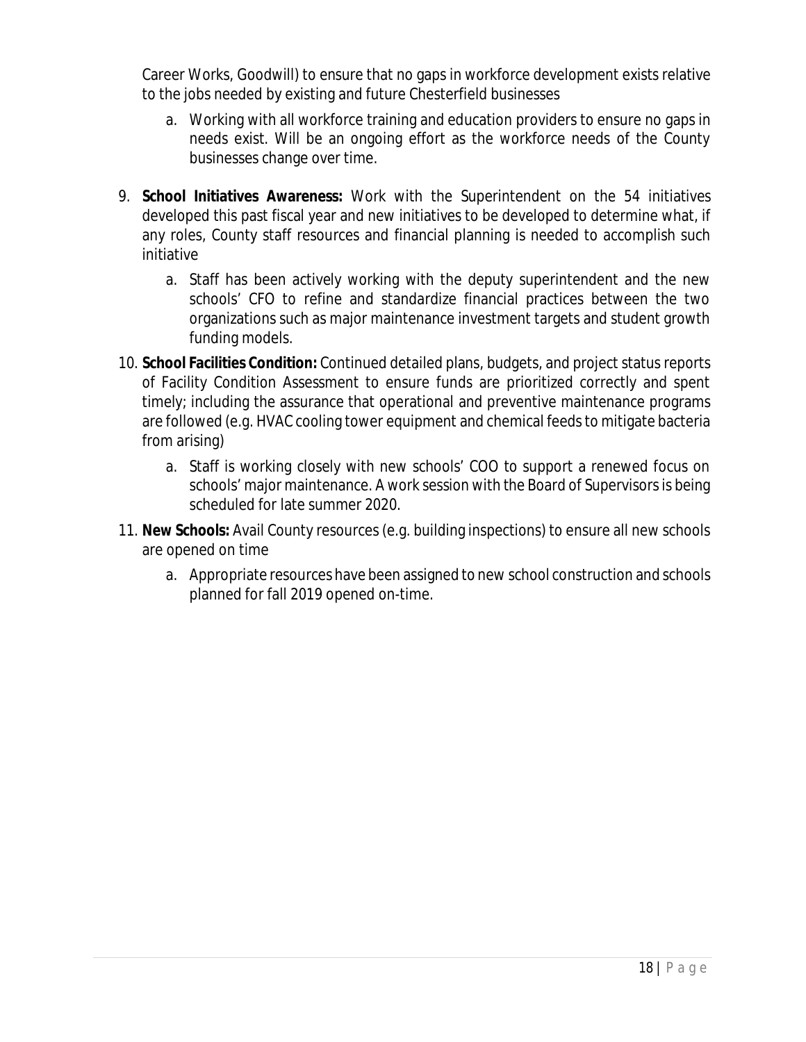Career Works, Goodwill) to ensure that no gaps in workforce development exists relative to the jobs needed by existing and future Chesterfield businesses

   a. Working with all workforce training and education providers to ensure no gaps in needs exist. Will be an ongoing effort as the workforce needs of the County businesses change over time.

9. **School Initiatives Awareness:** Work with the Superintendent on the 54 initiatives developed this past fiscal year and new initiatives to be developed to determine what, if any roles, County staff resources and financial planning is needed to accomplish such initiative

   a. Staff has been actively working with the deputy superintendent and the new schools' CFO to refine and standardize financial practices between the two organizations such as major maintenance investment targets and student growth funding models.

10. **School Facilities Condition:** Continued detailed plans, budgets, and project status reports of Facility Condition Assessment to ensure funds are prioritized correctly and spent timely; including the assurance that operational and preventive maintenance programs are followed (e.g. HVAC cooling tower equipment and chemical feeds to mitigate bacteria from arising)

    a. Staff is working closely with new schools' COO to support a renewed focus on schools' major maintenance. A work session with the Board of Supervisors is being scheduled for late summer 2020.

11. **New Schools:** Avail County resources (e.g. building inspections) to ensure all new schools are opened on time

    a. Appropriate resources have been assigned to new school construction and schools planned for fall 2019 opened on-time.